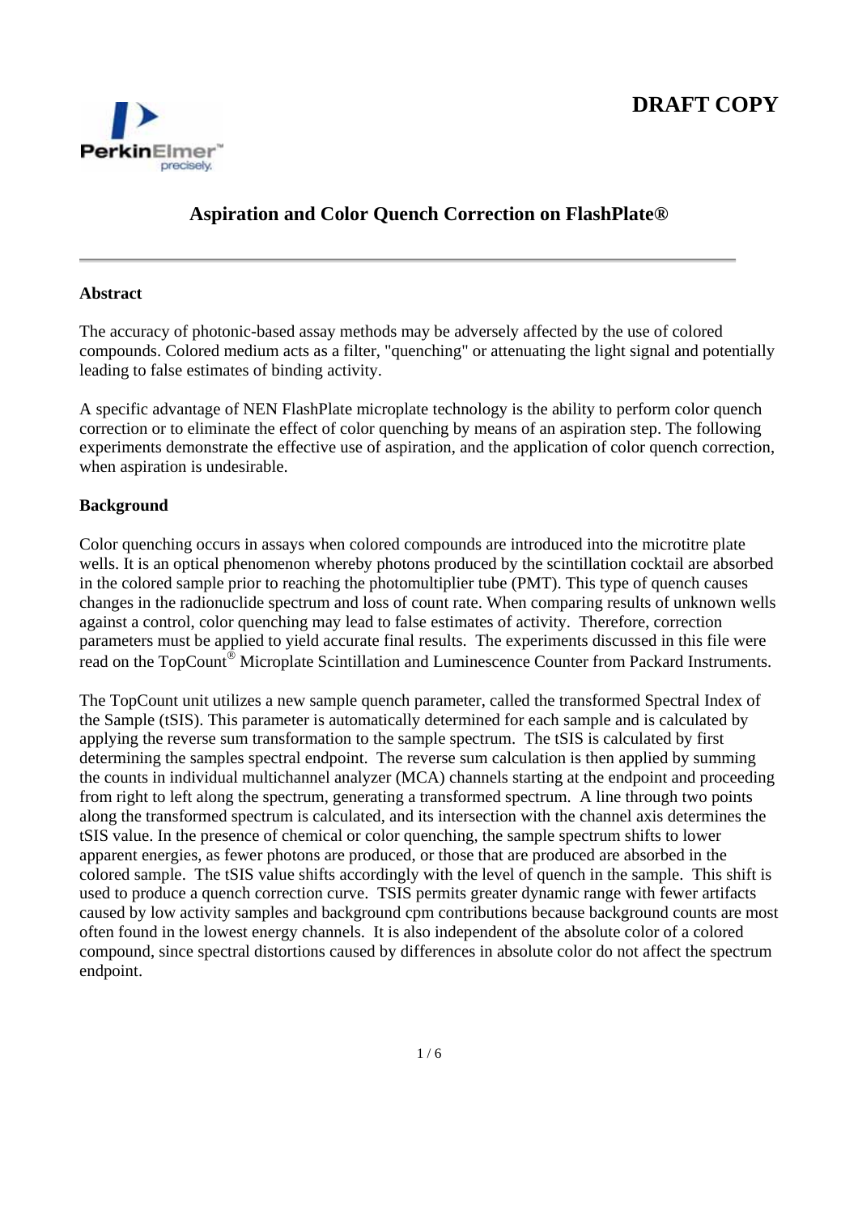**DRAFT COPY**

# Aspiration and Color Quench Correction on FlashPlate®

## Abstract

The accuracy of photonic-based assay methods may be adversely affected by the use of colored compounds. Colored medium acts as a filter, "quenching" or attenuating the light signal and potentially leading to false estimates of binding activity.

A specific advantage of NEN FlashPlate microplate technology is the ability to perform color quench correction or to eliminate the effect of color quenching by means of an aspiration step. The following experiments demonstrate the effective use of aspiration, and the application of color quench correction, when aspiration is undesirable.

## Background

Color quenching occurs in assays when colored compounds are introduced into the microtitre plate wells. It is an optical phenomenon whereby photons produced by the scintillation cocktail are absorbed in the colored sample prior to reaching the photomultiplier tube (PMT). This type of quench causes changes in the radionuclide spectrum and loss of count rate. When comparing results of unknown wells against a control, color quenching may lead to false estimates of activity. Therefore, correction parameters must be applied to yield accurate final results. The experiments discussed in this file were read on the TopCount® Microplate Scintillation and Luminescence Counter from Packard Instruments.

The TopCount unit utilizes a new sample quench parameter, called the transformed Spectral Index of the Sample (tSIS). This parameter is automatically determined for each sample and is calculated by applying the reverse sum transformation to the sample spectrum. The tSIS is calculated by first determining the samples spectral endpoint. The reverse sum calculation is then applied by summing the counts in individual multichannel analyzer (MCA) channels starting at the endpoint and proceeding from right to left along the spectrum, generating a transformed spectrum. A line through two points along the transformed spectrum is calculated, and its intersection with the channel axis determines the tSIS value. In the presence of chemical or color quenching, the sample spectrum shifts to lower apparent energies, as fewer photons are produced, or those that are produced are absorbed in the colored sample. The tSIS value shifts accordingly with the level of quench in the sample. This shift is used to produce a quench correction curve. TSIS permits greater dynamic range with fewer artifacts caused by low activity samples and background cpm contributions because background counts are most often found in the lowest energy channels. It is also independent of the absolute color of a colored compound, since spectral distortions caused by differences in absolute color do not affect the spectrum endpoint.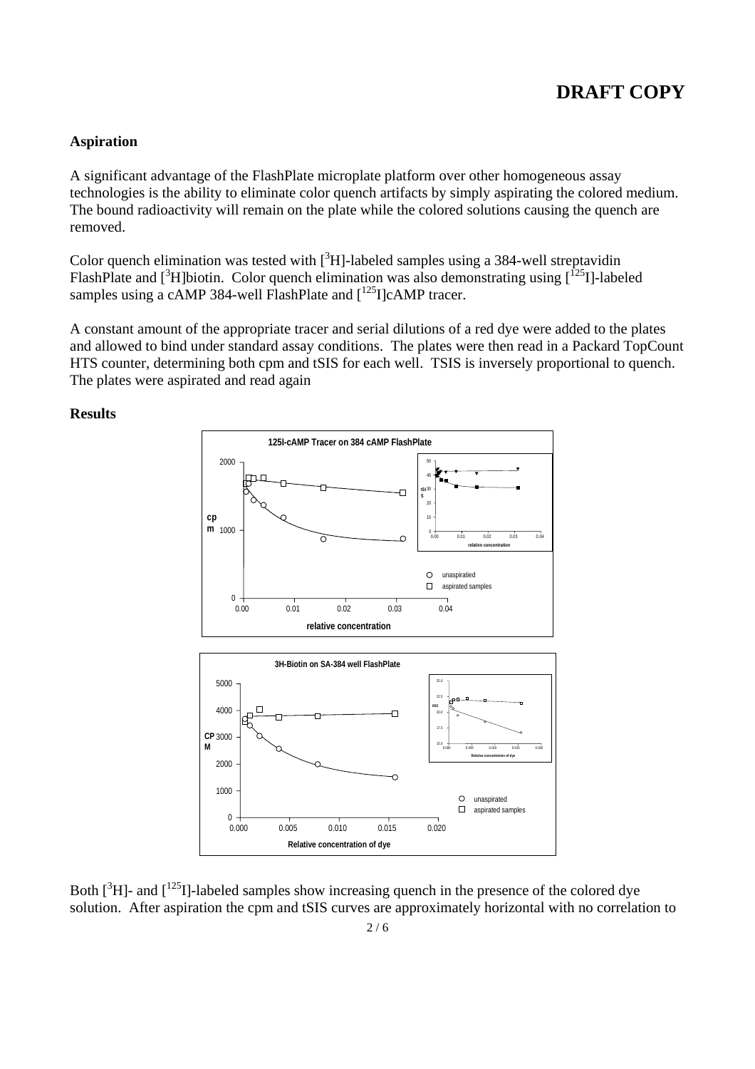**DRAFT COPY**

**Aspiration**

A significant advantage of the FlashPlate microplate platform over other homogeneous assay technologies is the ability to eliminate color quench artifacts by simply aspirating the colored medium. The bound radioactivity will remain on the plate while the colored solutions causing the quench are removed.

Color quench elimination was tested with [$^{3}$H]-labeled samples using a 384-well streptavidin FlashPlate and [$^{3}$H]biotin. Color quench elimination was also demonstrating using [$^{125}$I]-labeled samples using a cAMP 384-well FlashPlate and [$^{125}$I]cAMP tracer.

A constant amount of the appropriate tracer and serial dilutions of a red dye were added to the plates and allowed to bind under standard assay conditions. The plates were then read in a Packard TopCount HTS counter, determining both cpm and tSIS for each well. TSIS is inversely proportional to quench. The plates were aspirated and read again

**Results**

Both [$^{3}$H]- and [$^{125}$I]-labeled samples show increasing quench in the presence of the colored dye solution. After aspiration the cpm and tSIS curves are approximately horizontal with no correlation to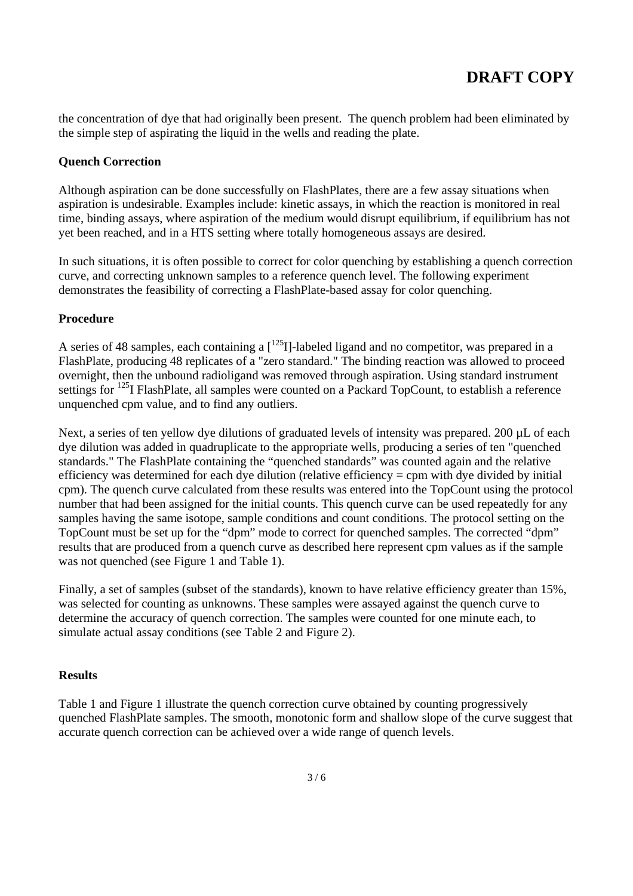the concentration of dye that had originally been present. The quench problem had been eliminated by the simple step of aspirating the liquid in the wells and reading the plate.

**Quench Correction**

Although aspiration can be done successfully on FlashPlates, there are a few assay situations when aspiration is undesirable. Examples include: kinetic assays, in which the reaction is monitored in real time, binding assays, where aspiration of the medium would disrupt equilibrium, if equilibrium has not yet been reached, and in a HTS setting where totally homogeneous assays are desired.

In such situations, it is often possible to correct for color quenching by establishing a quench correction curve, and correcting unknown samples to a reference quench level. The following experiment demonstrates the feasibility of correcting a FlashPlate-based assay for color quenching.

**Procedure**

A series of 48 samples, each containing a [$^{125}$I]-labeled ligand and no competitor, was prepared in a FlashPlate, producing 48 replicates of a "zero standard." The binding reaction was allowed to proceed overnight, then the unbound radioligand was removed through aspiration. Using standard instrument settings for $^{125}$I FlashPlate, all samples were counted on a Packard TopCount, to establish a reference unquenched cpm value, and to find any outliers.

Next, a series of ten yellow dye dilutions of graduated levels of intensity was prepared. 200 µL of each dye dilution was added in quadruplicate to the appropriate wells, producing a series of ten "quenched standards." The FlashPlate containing the "quenched standards" was counted again and the relative efficiency was determined for each dye dilution (relative efficiency = cpm with dye divided by initial cpm). The quench curve calculated from these results was entered into the TopCount using the protocol number that had been assigned for the initial counts. This quench curve can be used repeatedly for any samples having the same isotope, sample conditions and count conditions. The protocol setting on the TopCount must be set up for the "dpm" mode to correct for quenched samples. The corrected "dpm" results that are produced from a quench curve as described here represent cpm values as if the sample was not quenched (see Figure 1 and Table 1).

Finally, a set of samples (subset of the standards), known to have relative efficiency greater than 15%, was selected for counting as unknowns. These samples were assayed against the quench curve to determine the accuracy of quench correction. The samples were counted for one minute each, to simulate actual assay conditions (see Table 2 and Figure 2).

**Results**

Table 1 and Figure 1 illustrate the quench correction curve obtained by counting progressively quenched FlashPlate samples. The smooth, monotonic form and shallow slope of the curve suggest that accurate quench correction can be achieved over a wide range of quench levels.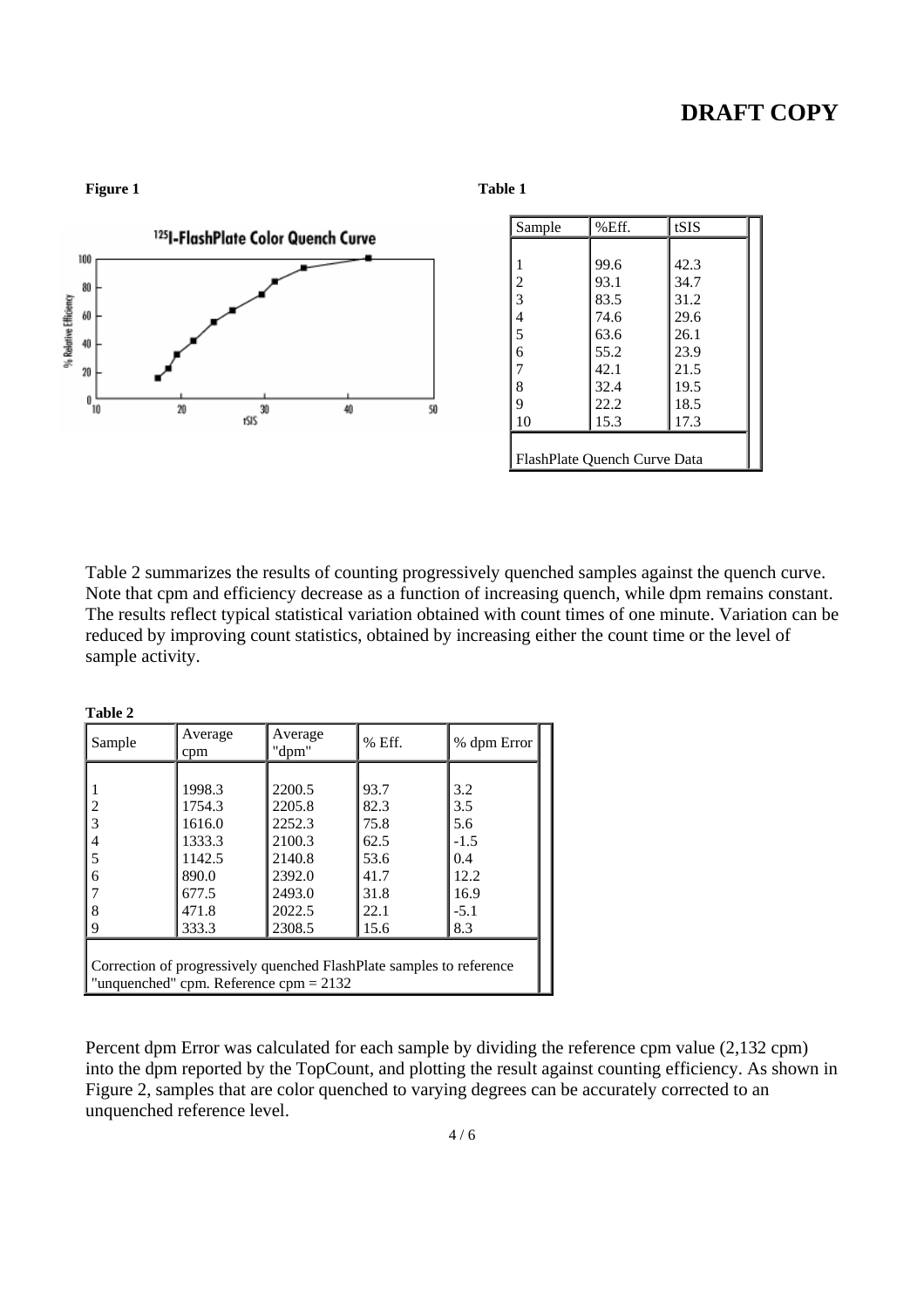**DRAFT COPY**

**Figure 1**

$^{125}$I-FlashPlate Color Quench Curve

**Table 1**

| Sample | %Eff. | tSIS |
|---|---|---|
| 1 | 99.6 | 42.3 |
| 2 | 93.1 | 34.7 |
| 3 | 83.5 | 31.2 |
| 4 | 74.6 | 29.6 |
| 5 | 63.6 | 26.1 |
| 6 | 55.2 | 23.9 |
| 7 | 42.1 | 21.5 |
| 8 | 32.4 | 19.5 |
| 9 | 22.2 | 18.5 |
| 10 | 15.3 | 17.3 |

FlashPlate Quench Curve Data

Table 2 summarizes the results of counting progressively quenched samples against the quench curve. Note that cpm and efficiency decrease as a function of increasing quench, while dpm remains constant. The results reflect typical statistical variation obtained with count times of one minute. Variation can be reduced by improving count statistics, obtained by increasing either the count time or the level of sample activity.

**Table 2**

| Sample | Average cpm | Average "dpm" | % Eff. | % dpm Error |
|---|---|---|---|---|
| 1 | 1998.3 | 2200.5 | 93.7 | 3.2 |
| 2 | 1754.3 | 2205.8 | 82.3 | 3.5 |
| 3 | 1616.0 | 2252.3 | 75.8 | 5.6 |
| 4 | 1333.3 | 2100.3 | 62.5 | -1.5 |
| 5 | 1142.5 | 2140.8 | 53.6 | 0.4 |
| 6 | 890.0 | 2392.0 | 41.7 | 12.2 |
| 7 | 677.5 | 2493.0 | 31.8 | 16.9 |
| 8 | 471.8 | 2022.5 | 22.1 | -5.1 |
| 9 | 333.3 | 2308.5 | 15.6 | 8.3 |

Correction of progressively quenched FlashPlate samples to reference "unquenched" cpm. Reference cpm = 2132

Percent dpm Error was calculated for each sample by dividing the reference cpm value (2,132 cpm) into the dpm reported by the TopCount, and plotting the result against counting efficiency. As shown in Figure 2, samples that are color quenched to varying degrees can be accurately corrected to an unquenched reference level.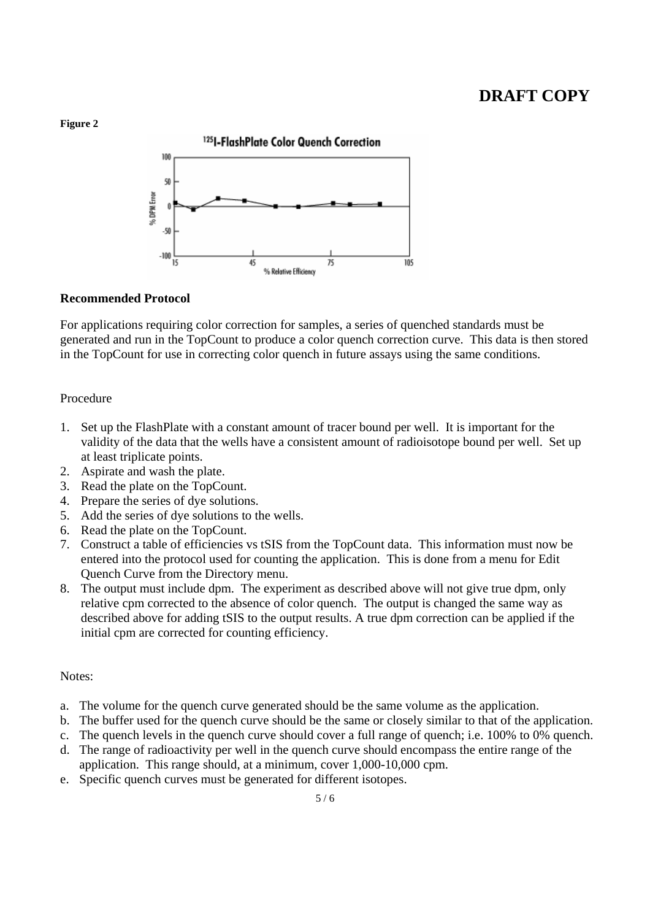**DRAFT COPY**

**Figure 2**

**Recommended Protocol**

For applications requiring color correction for samples, a series of quenched standards must be generated and run in the TopCount to produce a color quench correction curve. This data is then stored in the TopCount for use in correcting color quench in future assays using the same conditions.

Procedure

1. Set up the FlashPlate with a constant amount of tracer bound per well. It is important for the validity of the data that the wells have a consistent amount of radioisotope bound per well. Set up at least triplicate points.
2. Aspirate and wash the plate.
3. Read the plate on the TopCount.
4. Prepare the series of dye solutions.
5. Add the series of dye solutions to the wells.
6. Read the plate on the TopCount.
7. Construct a table of efficiencies vs tSIS from the TopCount data. This information must now be entered into the protocol used for counting the application. This is done from a menu for Edit Quench Curve from the Directory menu.
8. The output must include dpm. The experiment as described above will not give true dpm, only relative cpm corrected to the absence of color quench. The output is changed the same way as described above for adding tSIS to the output results. A true dpm correction can be applied if the initial cpm are corrected for counting efficiency.

Notes:

a. The volume for the quench curve generated should be the same volume as the application.
b. The buffer used for the quench curve should be the same or closely similar to that of the application.
c. The quench levels in the quench curve should cover a full range of quench; i.e. 100% to 0% quench.
d. The range of radioactivity per well in the quench curve should encompass the entire range of the application. This range should, at a minimum, cover 1,000-10,000 cpm.
e. Specific quench curves must be generated for different isotopes.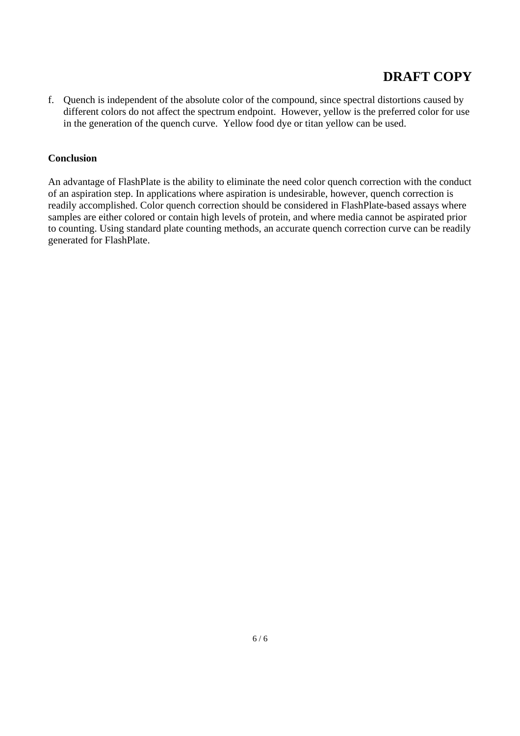f. Quench is independent of the absolute color of the compound, since spectral distortions caused by different colors do not affect the spectrum endpoint. However, yellow is the preferred color for use in the generation of the quench curve. Yellow food dye or titan yellow can be used.

**Conclusion**

An advantage of FlashPlate is the ability to eliminate the need color quench correction with the conduct of an aspiration step. In applications where aspiration is undesirable, however, quench correction is readily accomplished. Color quench correction should be considered in FlashPlate-based assays where samples are either colored or contain high levels of protein, and where media cannot be aspirated prior to counting. Using standard plate counting methods, an accurate quench correction curve can be readily generated for FlashPlate.